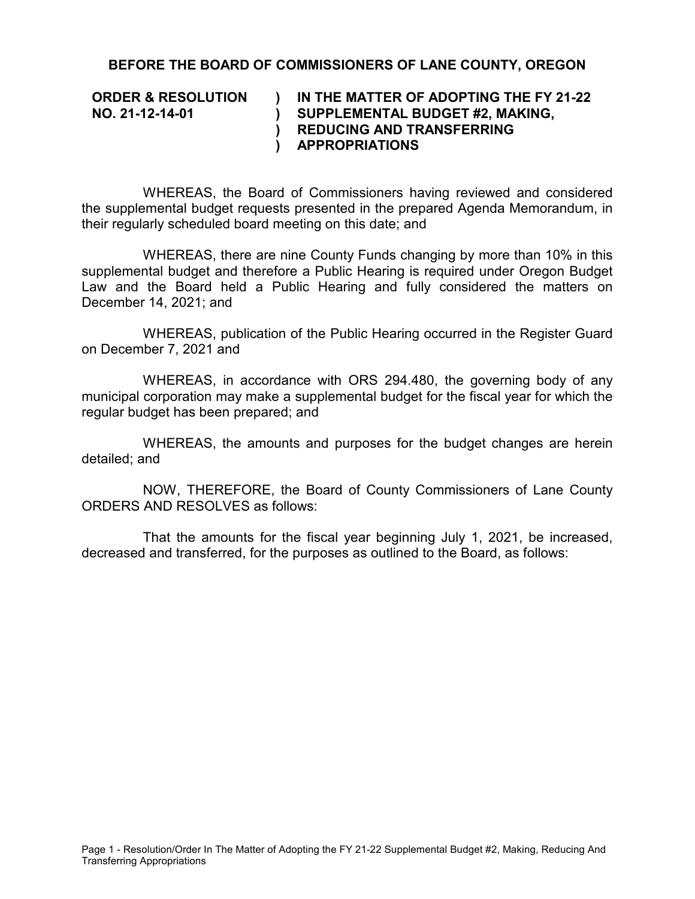**BEFORE THE BOARD OF COMMISSIONERS OF LANE COUNTY, OREGON**

| | | |
|---|---|---|
| **ORDER & RESOLUTION NO. 21-12-14-01** | **)<br>)<br>)<br>)** | **IN THE MATTER OF ADOPTING THE FY 21-22 SUPPLEMENTAL BUDGET #2, MAKING, REDUCING AND TRANSFERRING APPROPRIATIONS** |

WHEREAS, the Board of Commissioners having reviewed and considered the supplemental budget requests presented in the prepared Agenda Memorandum, in their regularly scheduled board meeting on this date; and

WHEREAS, there are nine County Funds changing by more than 10% in this supplemental budget and therefore a Public Hearing is required under Oregon Budget Law and the Board held a Public Hearing and fully considered the matters on December 14, 2021; and

WHEREAS, publication of the Public Hearing occurred in the Register Guard on December 7, 2021 and

WHEREAS, in accordance with ORS 294.480, the governing body of any municipal corporation may make a supplemental budget for the fiscal year for which the regular budget has been prepared; and

WHEREAS, the amounts and purposes for the budget changes are herein detailed; and

NOW, THEREFORE, the Board of County Commissioners of Lane County ORDERS AND RESOLVES as follows:

That the amounts for the fiscal year beginning July 1, 2021, be increased, decreased and transferred, for the purposes as outlined to the Board, as follows: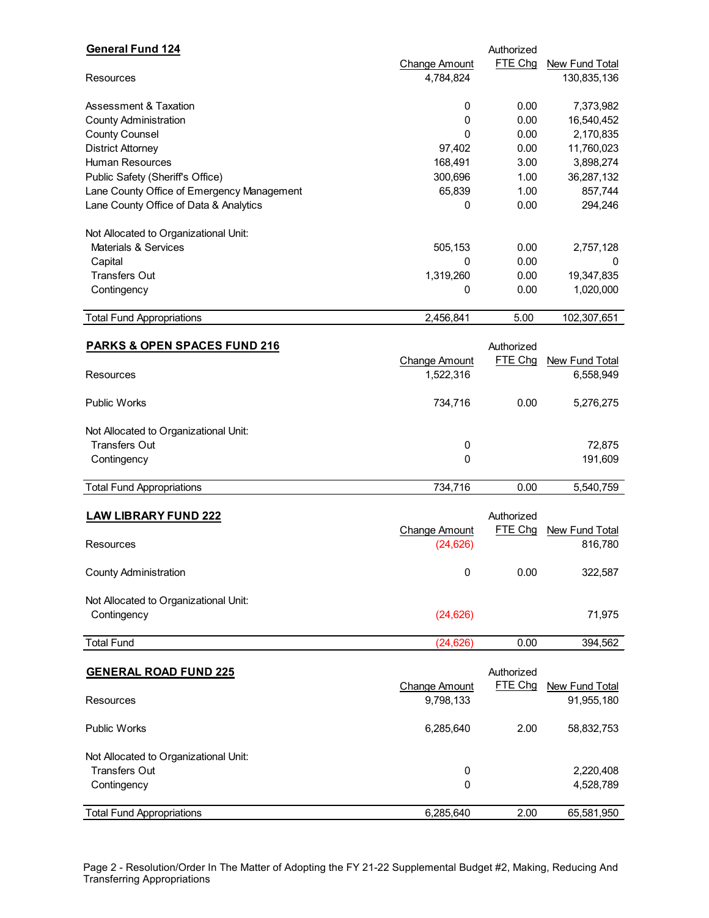## General Fund 124

| | Change Amount | Authorized FTE Chg | New Fund Total |
|---|---|---|---|
| Resources | 4,784,824 | | 130,835,136 |
| | | | |
| Assessment & Taxation | 0 | 0.00 | 7,373,982 |
| County Administration | 0 | 0.00 | 16,540,452 |
| County Counsel | 0 | 0.00 | 2,170,835 |
| District Attorney | 97,402 | 0.00 | 11,760,023 |
| Human Resources | 168,491 | 3.00 | 3,898,274 |
| Public Safety (Sheriff's Office) | 300,696 | 1.00 | 36,287,132 |
| Lane County Office of Emergency Management | 65,839 | 1.00 | 857,744 |
| Lane County Office of Data & Analytics | 0 | 0.00 | 294,246 |
| | | | |
| Not Allocated to Organizational Unit: | | | |
| Materials & Services | 505,153 | 0.00 | 2,757,128 |
| Capital | 0 | 0.00 | 0 |
| Transfers Out | 1,319,260 | 0.00 | 19,347,835 |
| Contingency | 0 | 0.00 | 1,020,000 |
| | | | |
| Total Fund Appropriations | 2,456,841 | 5.00 | 102,307,651 |

## PARKS & OPEN SPACES FUND 216

| | Change Amount | Authorized FTE Chg | New Fund Total |
|---|---|---|---|
| Resources | 1,522,316 | | 6,558,949 |
| | | | |
| Public Works | 734,716 | 0.00 | 5,276,275 |
| | | | |
| Not Allocated to Organizational Unit: | | | |
| Transfers Out | 0 | | 72,875 |
| Contingency | 0 | | 191,609 |
| | | | |
| Total Fund Appropriations | 734,716 | 0.00 | 5,540,759 |

## LAW LIBRARY FUND 222

| | Change Amount | Authorized FTE Chg | New Fund Total |
|---|---|---|---|
| Resources | (24,626) | | 816,780 |
| | | | |
| County Administration | 0 | 0.00 | 322,587 |
| | | | |
| Not Allocated to Organizational Unit: | | | |
| Contingency | (24,626) | | 71,975 |
| | | | |
| Total Fund | (24,626) | 0.00 | 394,562 |

## GENERAL ROAD FUND 225

| | Change Amount | Authorized FTE Chg | New Fund Total |
|---|---|---|---|
| Resources | 9,798,133 | | 91,955,180 |
| | | | |
| Public Works | 6,285,640 | 2.00 | 58,832,753 |
| | | | |
| Not Allocated to Organizational Unit: | | | |
| Transfers Out | 0 | | 2,220,408 |
| Contingency | 0 | | 4,528,789 |
| | | | |
| Total Fund Appropriations | 6,285,640 | 2.00 | 65,581,950 |

Page 2 - Resolution/Order In The Matter of Adopting the FY 21-22 Supplemental Budget #2, Making, Reducing And Transferring Appropriations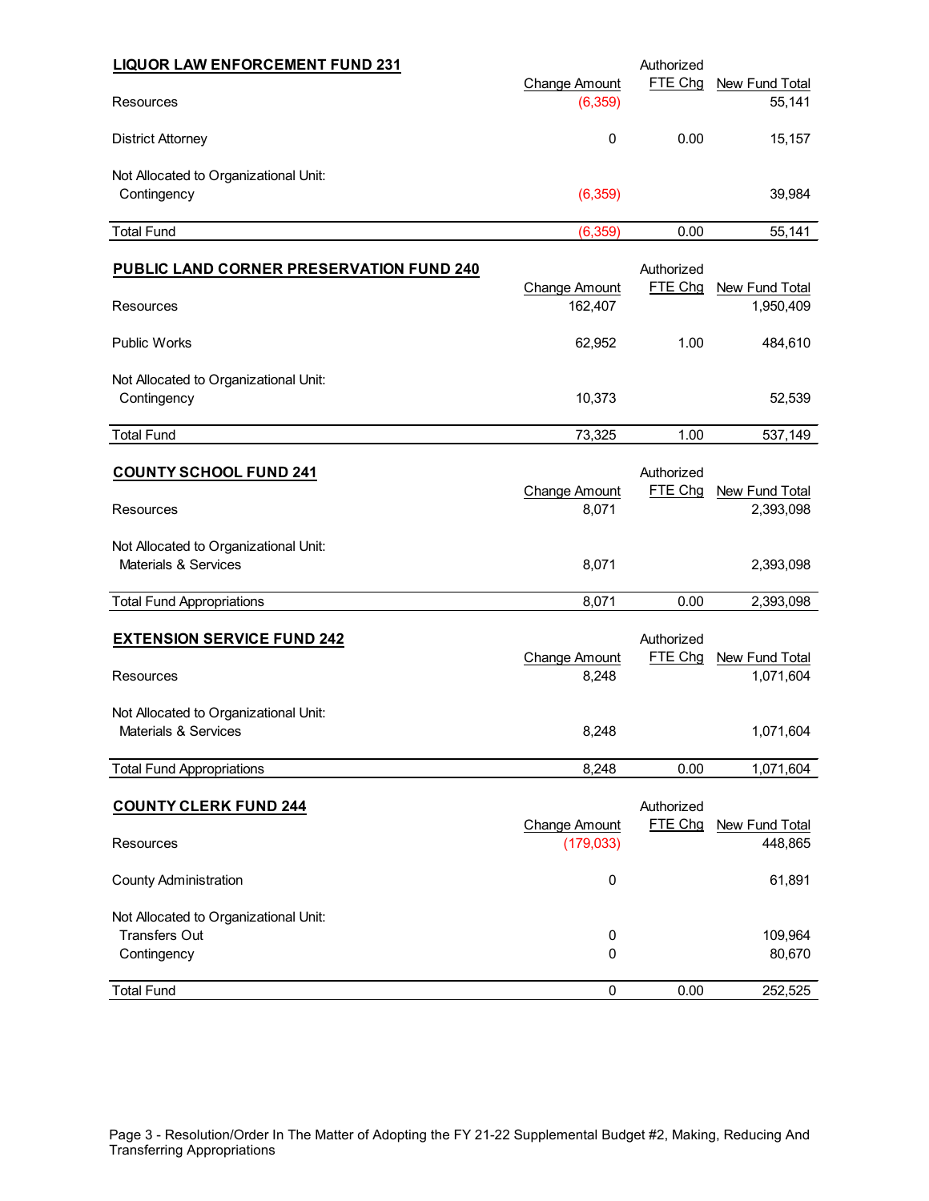## LIQUOR LAW ENFORCEMENT FUND 231

| | Change Amount | Authorized FTE Chg | New Fund Total |
|---|---|---|---|
| Resources | (6,359) | | 55,141 |
| District Attorney | 0 | 0.00 | 15,157 |
| Not Allocated to Organizational Unit: | | | |
| Contingency | (6,359) | | 39,984 |
| Total Fund | (6,359) | 0.00 | 55,141 |

## PUBLIC LAND CORNER PRESERVATION FUND 240

| | Change Amount | Authorized FTE Chg | New Fund Total |
|---|---|---|---|
| Resources | 162,407 | | 1,950,409 |
| Public Works | 62,952 | 1.00 | 484,610 |
| Not Allocated to Organizational Unit: | | | |
| Contingency | 10,373 | | 52,539 |
| Total Fund | 73,325 | 1.00 | 537,149 |

## COUNTY SCHOOL FUND 241

| | Change Amount | Authorized FTE Chg | New Fund Total |
|---|---|---|---|
| Resources | 8,071 | | 2,393,098 |
| Not Allocated to Organizational Unit: | | | |
| Materials & Services | 8,071 | | 2,393,098 |
| Total Fund Appropriations | 8,071 | 0.00 | 2,393,098 |

## EXTENSION SERVICE FUND 242

| | Change Amount | Authorized FTE Chg | New Fund Total |
|---|---|---|---|
| Resources | 8,248 | | 1,071,604 |
| Not Allocated to Organizational Unit: | | | |
| Materials & Services | 8,248 | | 1,071,604 |
| Total Fund Appropriations | 8,248 | 0.00 | 1,071,604 |

## COUNTY CLERK FUND 244

| | Change Amount | Authorized FTE Chg | New Fund Total |
|---|---|---|---|
| Resources | (179,033) | | 448,865 |
| County Administration | 0 | | 61,891 |
| Not Allocated to Organizational Unit: | | | |
| Transfers Out | 0 | | 109,964 |
| Contingency | 0 | | 80,670 |
| Total Fund | 0 | 0.00 | 252,525 |

Page 3 - Resolution/Order In The Matter of Adopting the FY 21-22 Supplemental Budget #2, Making, Reducing And Transferring Appropriations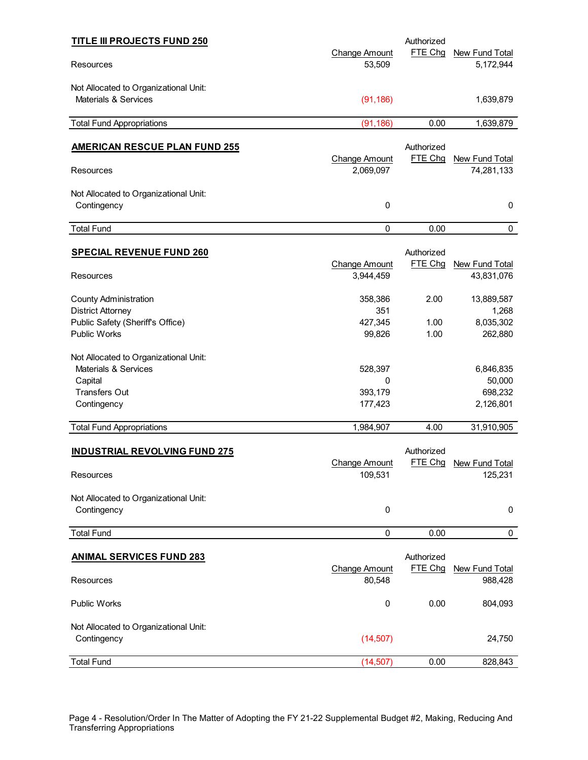## TITLE III PROJECTS FUND 250

| | Change Amount | Authorized FTE Chg | New Fund Total |
|---|---|---|---|
| Resources | 53,509 | | 5,172,944 |
| Not Allocated to Organizational Unit: | | | |
| Materials & Services | (91,186) | | 1,639,879 |
| Total Fund Appropriations | (91,186) | 0.00 | 1,639,879 |

## AMERICAN RESCUE PLAN FUND 255

| | Change Amount | Authorized FTE Chg | New Fund Total |
|---|---|---|---|
| Resources | 2,069,097 | | 74,281,133 |
| Not Allocated to Organizational Unit: | | | |
| Contingency | 0 | | 0 |
| Total Fund | 0 | 0.00 | 0 |

## SPECIAL REVENUE FUND 260

| | Change Amount | Authorized FTE Chg | New Fund Total |
|---|---|---|---|
| Resources | 3,944,459 | | 43,831,076 |
| County Administration | 358,386 | 2.00 | 13,889,587 |
| District Attorney | 351 | | 1,268 |
| Public Safety (Sheriff's Office) | 427,345 | 1.00 | 8,035,302 |
| Public Works | 99,826 | 1.00 | 262,880 |
| Not Allocated to Organizational Unit: | | | |
| Materials & Services | 528,397 | | 6,846,835 |
| Capital | 0 | | 50,000 |
| Transfers Out | 393,179 | | 698,232 |
| Contingency | 177,423 | | 2,126,801 |
| Total Fund Appropriations | 1,984,907 | 4.00 | 31,910,905 |

## INDUSTRIAL REVOLVING FUND 275

| | Change Amount | Authorized FTE Chg | New Fund Total |
|---|---|---|---|
| Resources | 109,531 | | 125,231 |
| Not Allocated to Organizational Unit: | | | |
| Contingency | 0 | | 0 |
| Total Fund | 0 | 0.00 | 0 |

## ANIMAL SERVICES FUND 283

| | Change Amount | Authorized FTE Chg | New Fund Total |
|---|---|---|---|
| Resources | 80,548 | | 988,428 |
| Public Works | 0 | 0.00 | 804,093 |
| Not Allocated to Organizational Unit: | | | |
| Contingency | (14,507) | | 24,750 |
| Total Fund | (14,507) | 0.00 | 828,843 |

Page 4 - Resolution/Order In The Matter of Adopting the FY 21-22 Supplemental Budget #2, Making, Reducing And Transferring Appropriations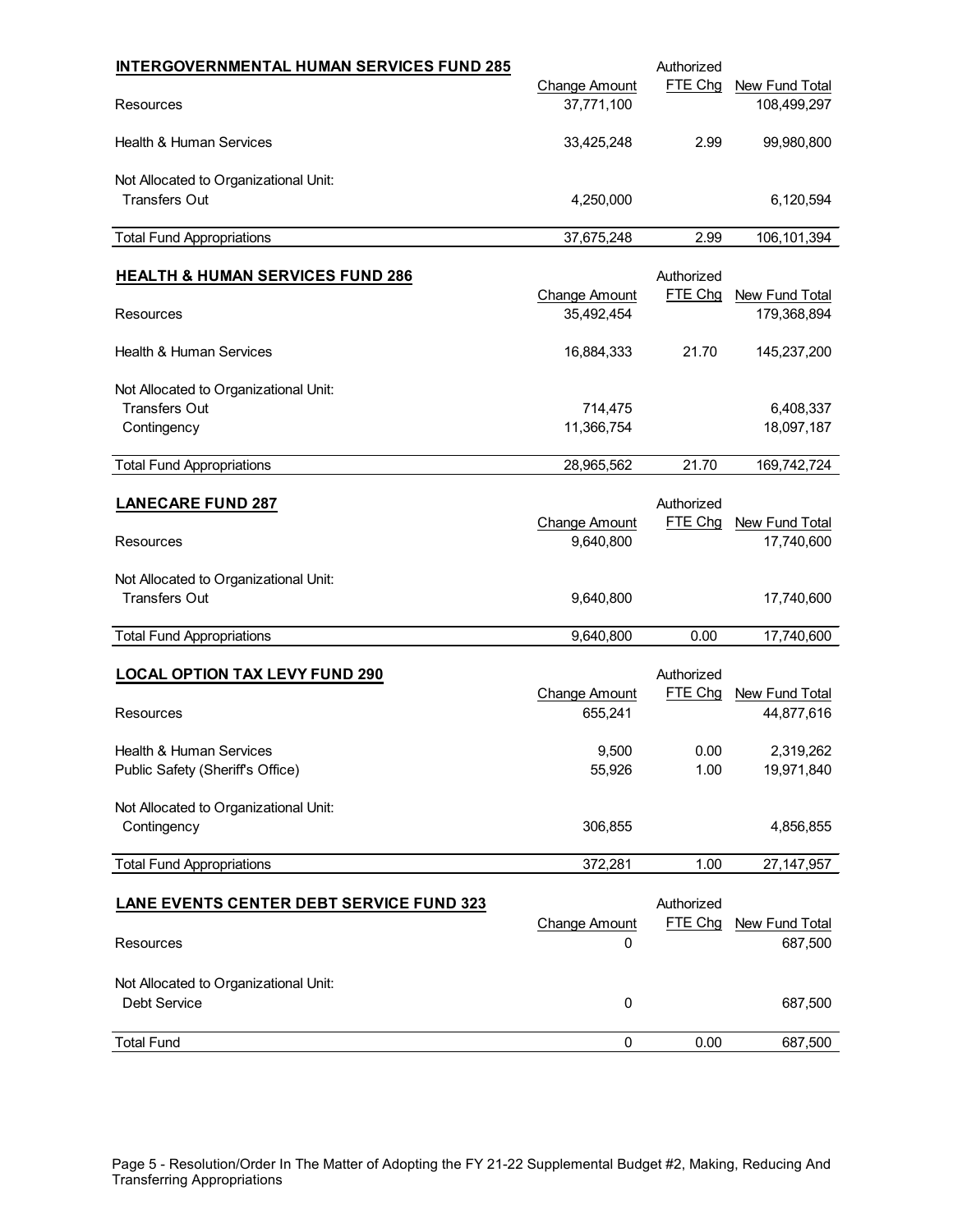### INTERGOVERNMENTAL HUMAN SERVICES FUND 285

| | Change Amount | Authorized FTE Chg | New Fund Total |
|---|---|---|---|
| Resources | 37,771,100 | | 108,499,297 |
| Health & Human Services | 33,425,248 | 2.99 | 99,980,800 |
| Not Allocated to Organizational Unit: | | | |
| Transfers Out | 4,250,000 | | 6,120,594 |
| Total Fund Appropriations | 37,675,248 | 2.99 | 106,101,394 |

### HEALTH & HUMAN SERVICES FUND 286

| | Change Amount | Authorized FTE Chg | New Fund Total |
|---|---|---|---|
| Resources | 35,492,454 | | 179,368,894 |
| Health & Human Services | 16,884,333 | 21.70 | 145,237,200 |
| Not Allocated to Organizational Unit: | | | |
| Transfers Out | 714,475 | | 6,408,337 |
| Contingency | 11,366,754 | | 18,097,187 |
| Total Fund Appropriations | 28,965,562 | 21.70 | 169,742,724 |

### LANECARE FUND 287

| | Change Amount | Authorized FTE Chg | New Fund Total |
|---|---|---|---|
| Resources | 9,640,800 | | 17,740,600 |
| Not Allocated to Organizational Unit: | | | |
| Transfers Out | 9,640,800 | | 17,740,600 |
| Total Fund Appropriations | 9,640,800 | 0.00 | 17,740,600 |

### LOCAL OPTION TAX LEVY FUND 290

| | Change Amount | Authorized FTE Chg | New Fund Total |
|---|---|---|---|
| Resources | 655,241 | | 44,877,616 |
| Health & Human Services | 9,500 | 0.00 | 2,319,262 |
| Public Safety (Sheriff's Office) | 55,926 | 1.00 | 19,971,840 |
| Not Allocated to Organizational Unit: | | | |
| Contingency | 306,855 | | 4,856,855 |
| Total Fund Appropriations | 372,281 | 1.00 | 27,147,957 |

### LANE EVENTS CENTER DEBT SERVICE FUND 323

| | Change Amount | Authorized FTE Chg | New Fund Total |
|---|---|---|---|
| Resources | 0 | | 687,500 |
| Not Allocated to Organizational Unit: | | | |
| Debt Service | 0 | | 687,500 |
| Total Fund | 0 | 0.00 | 687,500 |

Page 5 - Resolution/Order In The Matter of Adopting the FY 21-22 Supplemental Budget #2, Making, Reducing And Transferring Appropriations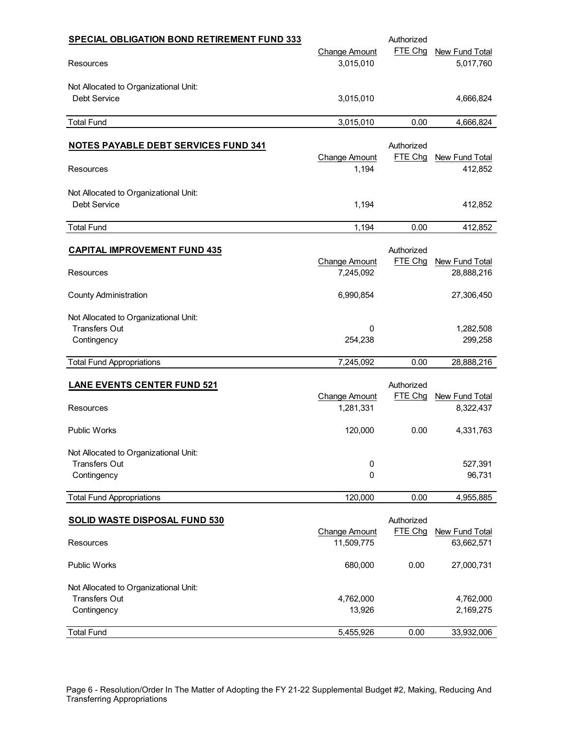## SPECIAL OBLIGATION BOND RETIREMENT FUND 333

| | Change Amount | Authorized FTE Chg | New Fund Total |
|---|---|---|---|
| Resources | 3,015,010 | | 5,017,760 |
| Not Allocated to Organizational Unit: | | | |
| Debt Service | 3,015,010 | | 4,666,824 |
| Total Fund | 3,015,010 | 0.00 | 4,666,824 |

## NOTES PAYABLE DEBT SERVICES FUND 341

| | Change Amount | Authorized FTE Chg | New Fund Total |
|---|---|---|---|
| Resources | 1,194 | | 412,852 |
| Not Allocated to Organizational Unit: | | | |
| Debt Service | 1,194 | | 412,852 |
| Total Fund | 1,194 | 0.00 | 412,852 |

## CAPITAL IMPROVEMENT FUND 435

| | Change Amount | Authorized FTE Chg | New Fund Total |
|---|---|---|---|
| Resources | 7,245,092 | | 28,888,216 |
| County Administration | 6,990,854 | | 27,306,450 |
| Not Allocated to Organizational Unit: | | | |
| Transfers Out | 0 | | 1,282,508 |
| Contingency | 254,238 | | 299,258 |
| Total Fund Appropriations | 7,245,092 | 0.00 | 28,888,216 |

## LANE EVENTS CENTER FUND 521

| | Change Amount | Authorized FTE Chg | New Fund Total |
|---|---|---|---|
| Resources | 1,281,331 | | 8,322,437 |
| Public Works | 120,000 | 0.00 | 4,331,763 |
| Not Allocated to Organizational Unit: | | | |
| Transfers Out | 0 | | 527,391 |
| Contingency | 0 | | 96,731 |
| Total Fund Appropriations | 120,000 | 0.00 | 4,955,885 |

## SOLID WASTE DISPOSAL FUND 530

| | Change Amount | Authorized FTE Chg | New Fund Total |
|---|---|---|---|
| Resources | 11,509,775 | | 63,662,571 |
| Public Works | 680,000 | 0.00 | 27,000,731 |
| Not Allocated to Organizational Unit: | | | |
| Transfers Out | 4,762,000 | | 4,762,000 |
| Contingency | 13,926 | | 2,169,275 |
| Total Fund | 5,455,926 | 0.00 | 33,932,006 |

Page 6 - Resolution/Order In The Matter of Adopting the FY 21-22 Supplemental Budget #2, Making, Reducing And Transferring Appropriations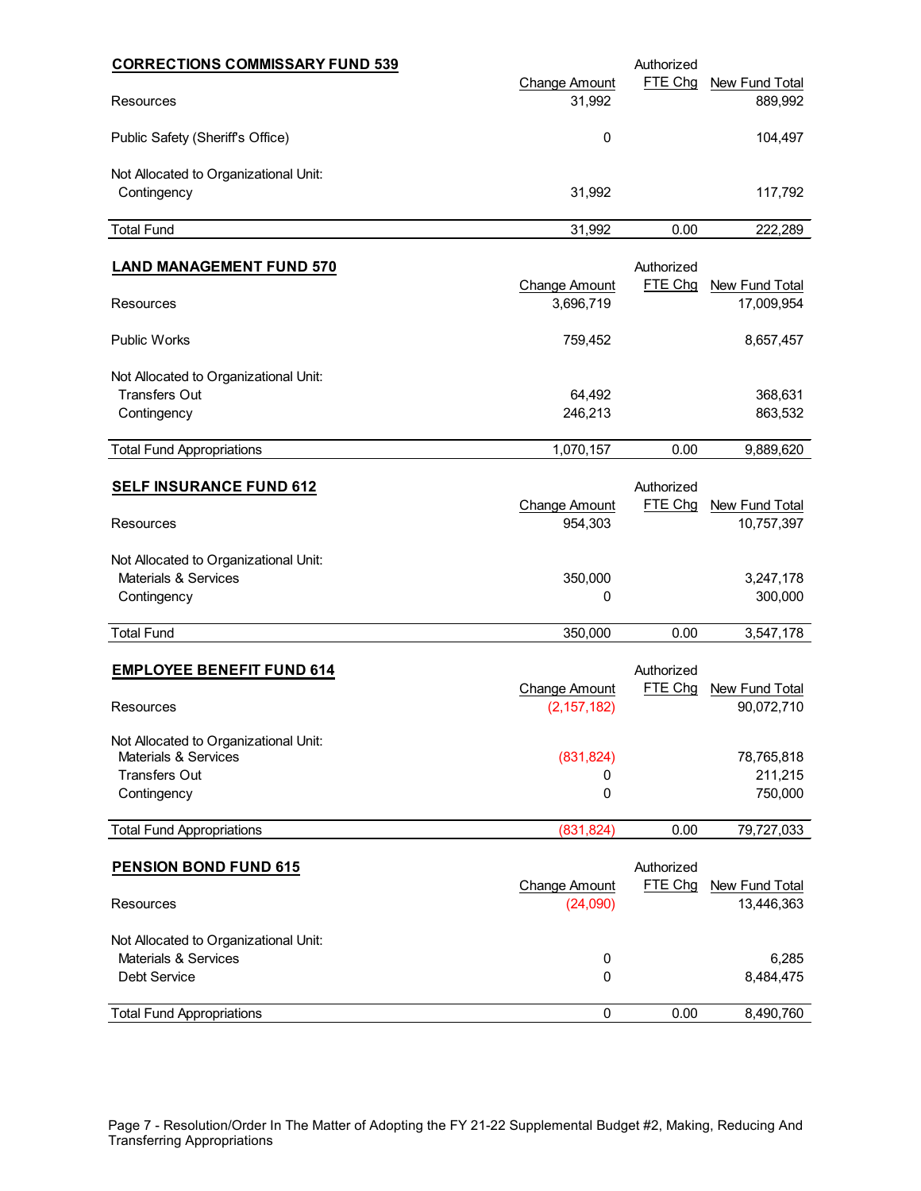**CORRECTIONS COMMISSARY FUND 539**

| | Change Amount | Authorized FTE Chg | New Fund Total |
|---|---|---|---|
| Resources | 31,992 | | 889,992 |
| Public Safety (Sheriff's Office) | 0 | | 104,497 |
| Not Allocated to Organizational Unit: | | | |
| Contingency | 31,992 | | 117,792 |
| Total Fund | 31,992 | 0.00 | 222,289 |

**LAND MANAGEMENT FUND 570**

| | Change Amount | Authorized FTE Chg | New Fund Total |
|---|---|---|---|
| Resources | 3,696,719 | | 17,009,954 |
| Public Works | 759,452 | | 8,657,457 |
| Not Allocated to Organizational Unit: | | | |
| Transfers Out | 64,492 | | 368,631 |
| Contingency | 246,213 | | 863,532 |
| Total Fund Appropriations | 1,070,157 | 0.00 | 9,889,620 |

**SELF INSURANCE FUND 612**

| | Change Amount | Authorized FTE Chg | New Fund Total |
|---|---|---|---|
| Resources | 954,303 | | 10,757,397 |
| Not Allocated to Organizational Unit: | | | |
| Materials & Services | 350,000 | | 3,247,178 |
| Contingency | 0 | | 300,000 |
| Total Fund | 350,000 | 0.00 | 3,547,178 |

**EMPLOYEE BENEFIT FUND 614**

| | Change Amount | Authorized FTE Chg | New Fund Total |
|---|---|---|---|
| Resources | (2,157,182) | | 90,072,710 |
| Not Allocated to Organizational Unit: | | | |
| Materials & Services | (831,824) | | 78,765,818 |
| Transfers Out | 0 | | 211,215 |
| Contingency | 0 | | 750,000 |
| Total Fund Appropriations | (831,824) | 0.00 | 79,727,033 |

**PENSION BOND FUND 615**

| | Change Amount | Authorized FTE Chg | New Fund Total |
|---|---|---|---|
| Resources | (24,090) | | 13,446,363 |
| Not Allocated to Organizational Unit: | | | |
| Materials & Services | 0 | | 6,285 |
| Debt Service | 0 | | 8,484,475 |
| Total Fund Appropriations | 0 | 0.00 | 8,490,760 |

Page 7 - Resolution/Order In The Matter of Adopting the FY 21-22 Supplemental Budget #2, Making, Reducing And Transferring Appropriations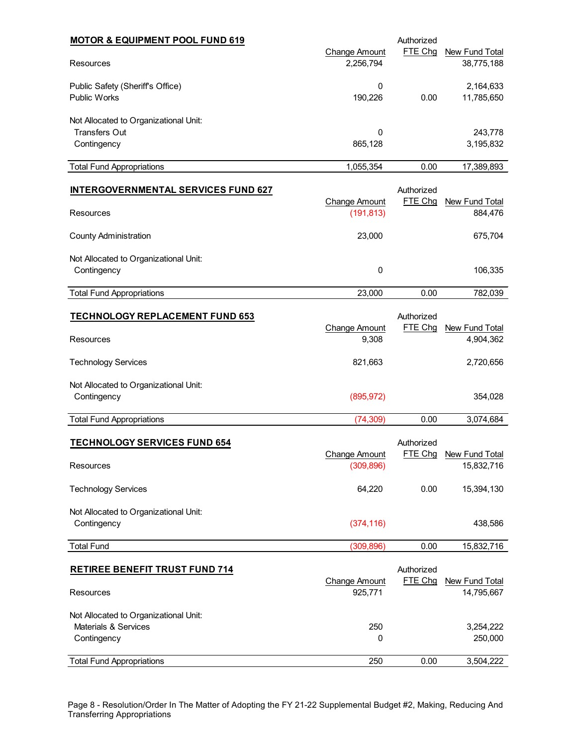## MOTOR & EQUIPMENT POOL FUND 619

| | Change Amount | Authorized FTE Chg | New Fund Total |
|---|---|---|---|
| Resources | 2,256,794 | | 38,775,188 |
| Public Safety (Sheriff's Office) | 0 | | 2,164,633 |
| Public Works | 190,226 | 0.00 | 11,785,650 |
| Not Allocated to Organizational Unit: | | | |
| Transfers Out | 0 | | 243,778 |
| Contingency | 865,128 | | 3,195,832 |
| Total Fund Appropriations | 1,055,354 | 0.00 | 17,389,893 |

## INTERGOVERNMENTAL SERVICES FUND 627

| | Change Amount | Authorized FTE Chg | New Fund Total |
|---|---|---|---|
| Resources | (191,813) | | 884,476 |
| County Administration | 23,000 | | 675,704 |
| Not Allocated to Organizational Unit: | | | |
| Contingency | 0 | | 106,335 |
| Total Fund Appropriations | 23,000 | 0.00 | 782,039 |

## TECHNOLOGY REPLACEMENT FUND 653

| | Change Amount | Authorized FTE Chg | New Fund Total |
|---|---|---|---|
| Resources | 9,308 | | 4,904,362 |
| Technology Services | 821,663 | | 2,720,656 |
| Not Allocated to Organizational Unit: | | | |
| Contingency | (895,972) | | 354,028 |
| Total Fund Appropriations | (74,309) | 0.00 | 3,074,684 |

## TECHNOLOGY SERVICES FUND 654

| | Change Amount | Authorized FTE Chg | New Fund Total |
|---|---|---|---|
| Resources | (309,896) | | 15,832,716 |
| Technology Services | 64,220 | 0.00 | 15,394,130 |
| Not Allocated to Organizational Unit: | | | |
| Contingency | (374,116) | | 438,586 |
| Total Fund | (309,896) | 0.00 | 15,832,716 |

## RETIREE BENEFIT TRUST FUND 714

| | Change Amount | Authorized FTE Chg | New Fund Total |
|---|---|---|---|
| Resources | 925,771 | | 14,795,667 |
| Not Allocated to Organizational Unit: | | | |
| Materials & Services | 250 | | 3,254,222 |
| Contingency | 0 | | 250,000 |
| Total Fund Appropriations | 250 | 0.00 | 3,504,222 |

Page 8 - Resolution/Order In The Matter of Adopting the FY 21-22 Supplemental Budget #2, Making, Reducing And Transferring Appropriations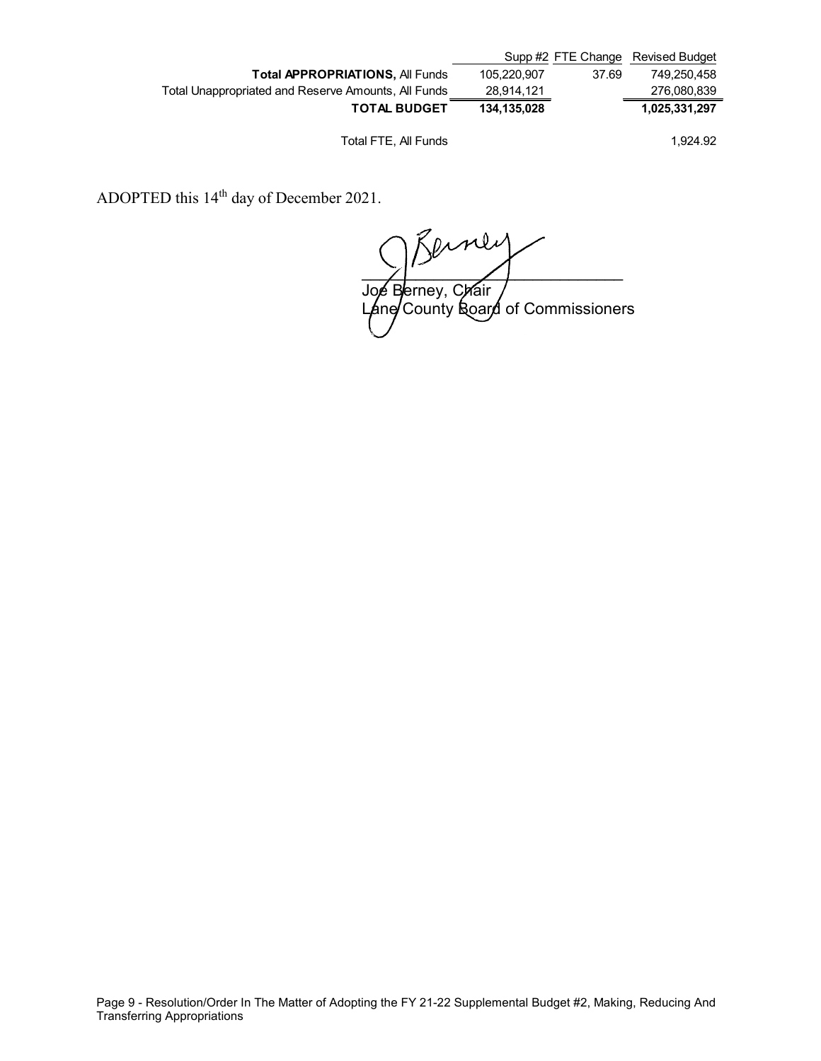| | Supp #2 | FTE Change | Revised Budget |
|---|---|---|---|
| **Total APPROPRIATIONS,** All Funds | 105,220,907 | 37.69 | 749,250,458 |
| Total Unappropriated and Reserve Amounts, All Funds | 28,914,121 | | 276,080,839 |
| **TOTAL BUDGET** | **134,135,028** | | **1,025,331,297** |
| Total FTE, All Funds | | | 1,924.92 |

ADOPTED this 14th day of December 2021.

Joe Berney, Chair
Lane County Board of Commissioners